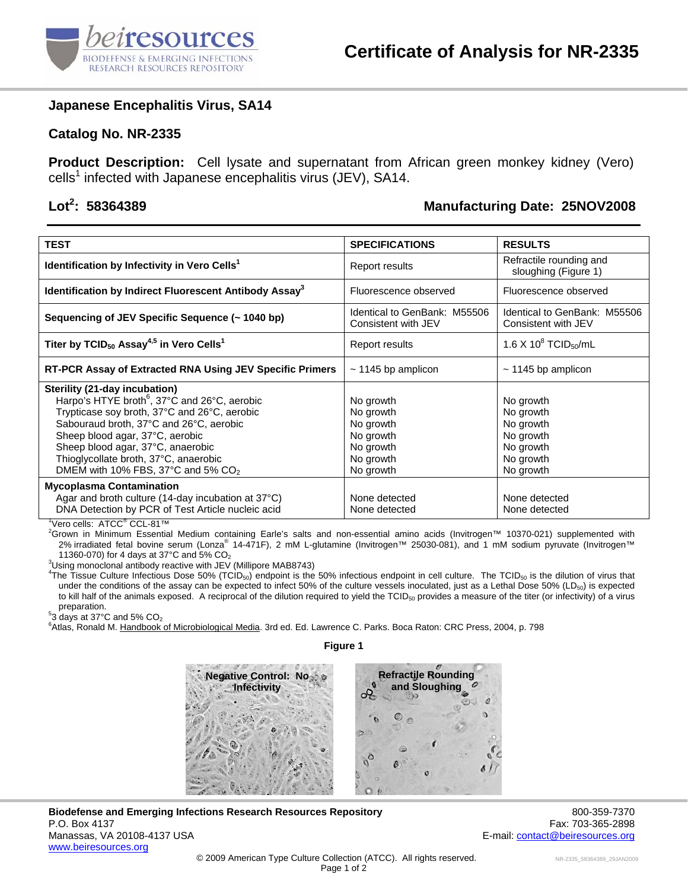# Certificate of Analysis for NR-2335

## Japanese Encephalitis Virus, SA14

## Catalog No. NR-2335

**Product Description:** Cell lysate and supernatant from African green monkey kidney (Vero) cells[1] infected with Japanese encephalitis virus (JEV), SA14.

**Lot[2]: 58364389** **Manufacturing Date: 25NOV2008**

| TEST | SPECIFICATIONS | RESULTS |
|---|---|---|
| **Identification by Infectivity in Vero Cells[1]** | Report results | Refractile rounding and sloughing (Figure 1) |
| **Identification by Indirect Fluorescent Antibody Assay[3]** | Fluorescence observed | Fluorescence observed |
| **Sequencing of JEV Specific Sequence (~ 1040 bp)** | Identical to GenBank: M55506 Consistent with JEV | Identical to GenBank: M55506 Consistent with JEV |
| **Titer by $TCID_{50}$ Assay[4,5] in Vero Cells[1]** | Report results | $1.6 \times 10^8$ $TCID_{50}$/mL |
| **RT-PCR Assay of Extracted RNA Using JEV Specific Primers** | ~ 1145 bp amplicon | ~ 1145 bp amplicon |
| **Sterility (21-day incubation)** | | |
| Harpo's HTYE broth[6], 37°C and 26°C, aerobic | No growth | No growth |
| Trypticase soy broth, 37°C and 26°C, aerobic | No growth | No growth |
| Sabouraud broth, 37°C and 26°C, aerobic | No growth | No growth |
| Sheep blood agar, 37°C, aerobic | No growth | No growth |
| Sheep blood agar, 37°C, anaerobic | No growth | No growth |
| Thioglycollate broth, 37°C, anaerobic | No growth | No growth |
| DMEM with 10% FBS, 37°C and 5% $CO_2$ | No growth | No growth |
| **Mycoplasma Contamination** | | |
| Agar and broth culture (14-day incubation at 37°C) | None detected | None detected |
| DNA Detection by PCR of Test Article nucleic acid | None detected | None detected |

[1] Vero cells: ATCC® CCL-81™

[2] Grown in Minimum Essential Medium containing Earle's salts and non-essential amino acids (Invitrogen™ 10370-021) supplemented with 2% irradiated fetal bovine serum (Lonza® 14-471F), 2 mM L-glutamine (Invitrogen™ 25030-081), and 1 mM sodium pyruvate (Invitrogen™ 11360-070) for 4 days at 37°C and 5% $CO_2$

[3] Using monoclonal antibody reactive with JEV (Millipore MAB8743)

[4] The Tissue Culture Infectious Dose 50% ($TCID_{50}$) endpoint is the 50% infectious endpoint in cell culture. The $TCID_{50}$ is the dilution of virus that under the conditions of the assay can be expected to infect 50% of the culture vessels inoculated, just as a Lethal Dose 50% ($LD_{50}$) is expected to kill half of the animals exposed. A reciprocal of the dilution required to yield the $TCID_{50}$ provides a measure of the titer (or infectivity) of a virus preparation.

[5] 3 days at 37°C and 5% $CO_2$

[6] Atlas, Ronald M. Handbook of Microbiological Media. 3rd ed. Ed. Lawrence C. Parks. Boca Raton: CRC Press, 2004, p. 798

**Figure 1**

Negative Control: No Infectivity

Refractile Rounding and Sloughing

**Biodefense and Emerging Infections Research Resources Repository**
P.O. Box 4137
Manassas, VA 20108-4137 USA
www.beiresources.org

800-359-7370
Fax: 703-365-2898
E-mail: contact@beiresources.org

© 2009 American Type Culture Collection (ATCC). All rights reserved.

NR-2335_58364389_29JAN2009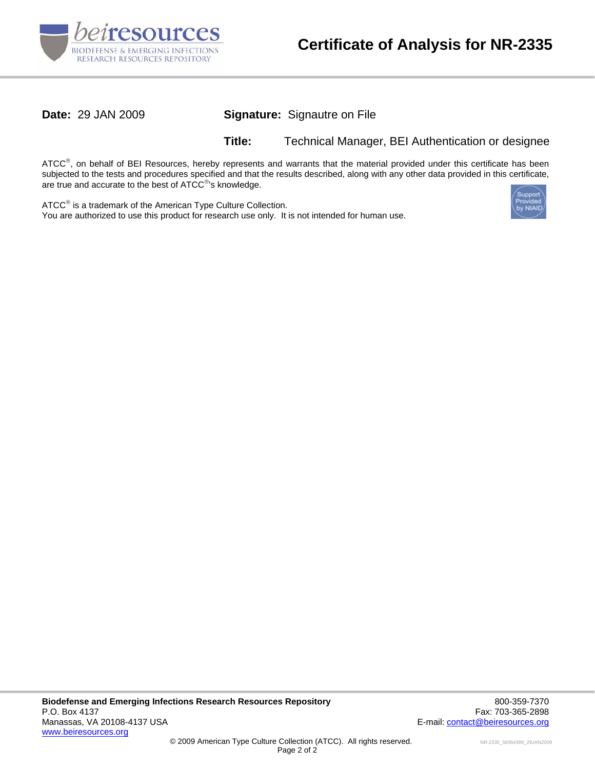# Certificate of Analysis for NR-2335

**Date:** 29 JAN 2009 **Signature:** Signautre on File

**Title:** Technical Manager, BEI Authentication or designee

ATCC®, on behalf of BEI Resources, hereby represents and warrants that the material provided under this certificate has been subjected to the tests and procedures specified and that the results described, along with any other data provided in this certificate, are true and accurate to the best of ATCC®'s knowledge.

ATCC® is a trademark of the American Type Culture Collection.
You are authorized to use this product for research use only. It is not intended for human use.

**Biodefense and Emerging Infections Research Resources Repository**
P.O. Box 4137
Manassas, VA 20108-4137 USA
www.beiresources.org

800-359-7370
Fax: 703-365-2898
E-mail: contact@beiresources.org

© 2009 American Type Culture Collection (ATCC). All rights reserved.

NR-2335_58364389_29JAN2009